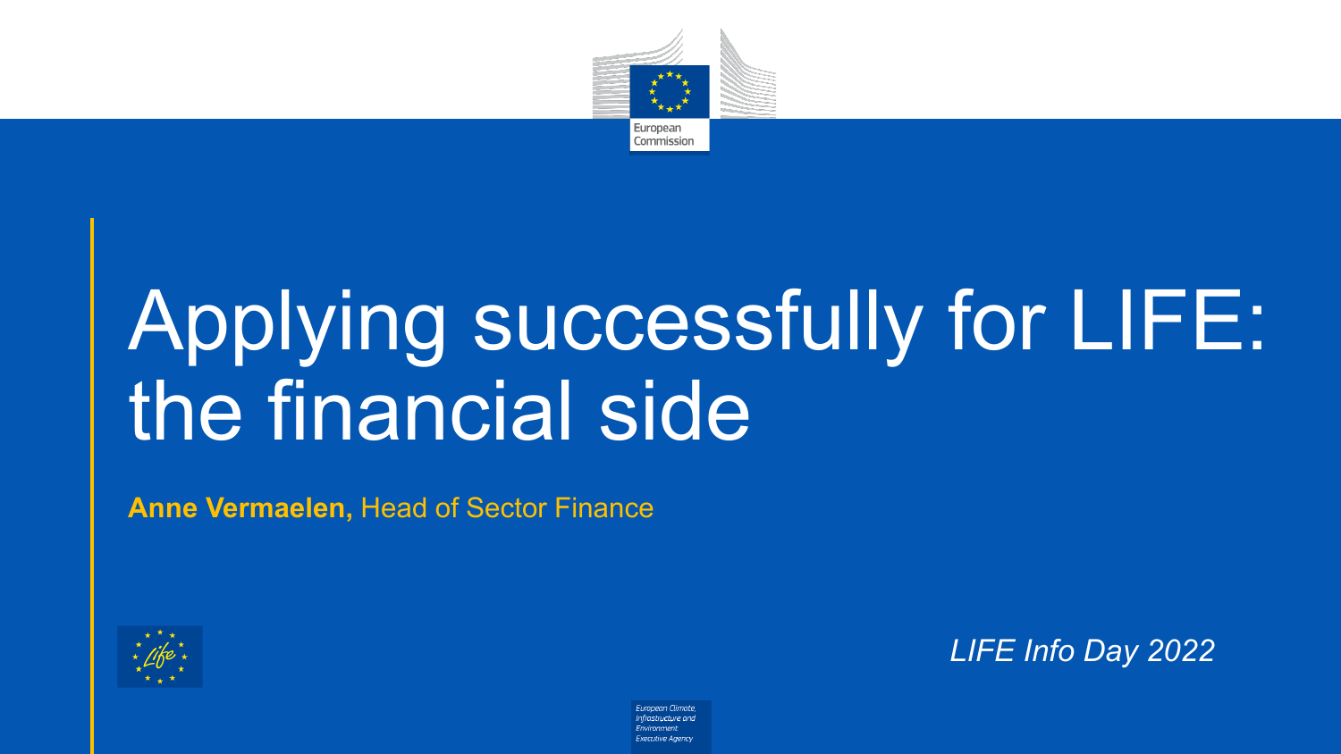European Commission

# Applying successfully for LIFE: the financial side

**Anne Vermaelen,** Head of Sector Finance

*LIFE Info Day 2022*

*European Climate, Infrastructure and Environment Executive Agency*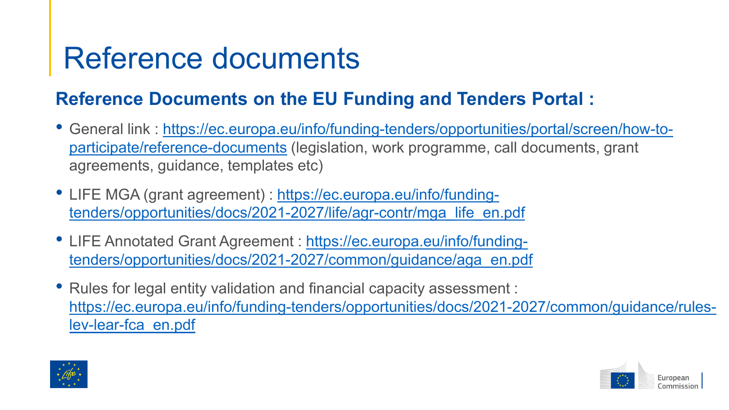# Reference documents

## Reference Documents on the EU Funding and Tenders Portal :

- General link : [https://ec.europa.eu/info/funding-tenders/opportunities/portal/screen/how-to-participate/reference-documents](https://ec.europa.eu/info/funding-tenders/opportunities/portal/screen/how-to-participate/reference-documents) (legislation, work programme, call documents, grant agreements, guidance, templates etc)
- LIFE MGA (grant agreement) : [https://ec.europa.eu/info/funding-tenders/opportunities/docs/2021-2027/life/agr-contr/mga_life_en.pdf](https://ec.europa.eu/info/funding-tenders/opportunities/docs/2021-2027/life/agr-contr/mga_life_en.pdf)
- LIFE Annotated Grant Agreement : [https://ec.europa.eu/info/funding-tenders/opportunities/docs/2021-2027/common/guidance/aga_en.pdf](https://ec.europa.eu/info/funding-tenders/opportunities/docs/2021-2027/common/guidance/aga_en.pdf)
- Rules for legal entity validation and financial capacity assessment : [https://ec.europa.eu/info/funding-tenders/opportunities/docs/2021-2027/common/guidance/rules-lev-lear-fca_en.pdf](https://ec.europa.eu/info/funding-tenders/opportunities/docs/2021-2027/common/guidance/rules-lev-lear-fca_en.pdf)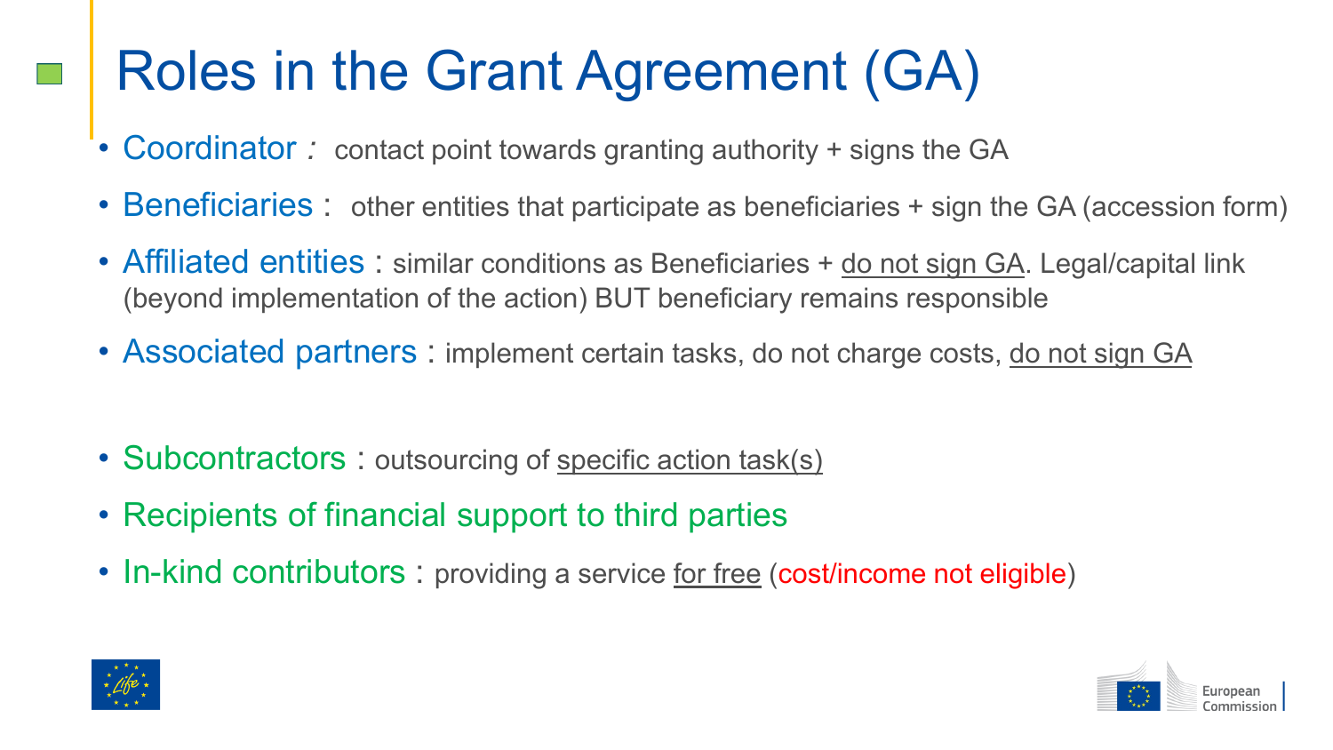# Roles in the Grant Agreement (GA)

- Coordinator : contact point towards granting authority + signs the GA
- Beneficiaries : other entities that participate as beneficiaries + sign the GA (accession form)
- Affiliated entities : similar conditions as Beneficiaries + do not sign GA. Legal/capital link (beyond implementation of the action) BUT beneficiary remains responsible
- Associated partners : implement certain tasks, do not charge costs, do not sign GA

- Subcontractors : outsourcing of specific action task(s)
- Recipients of financial support to third parties
- In-kind contributors : providing a service for free (cost/income not eligible)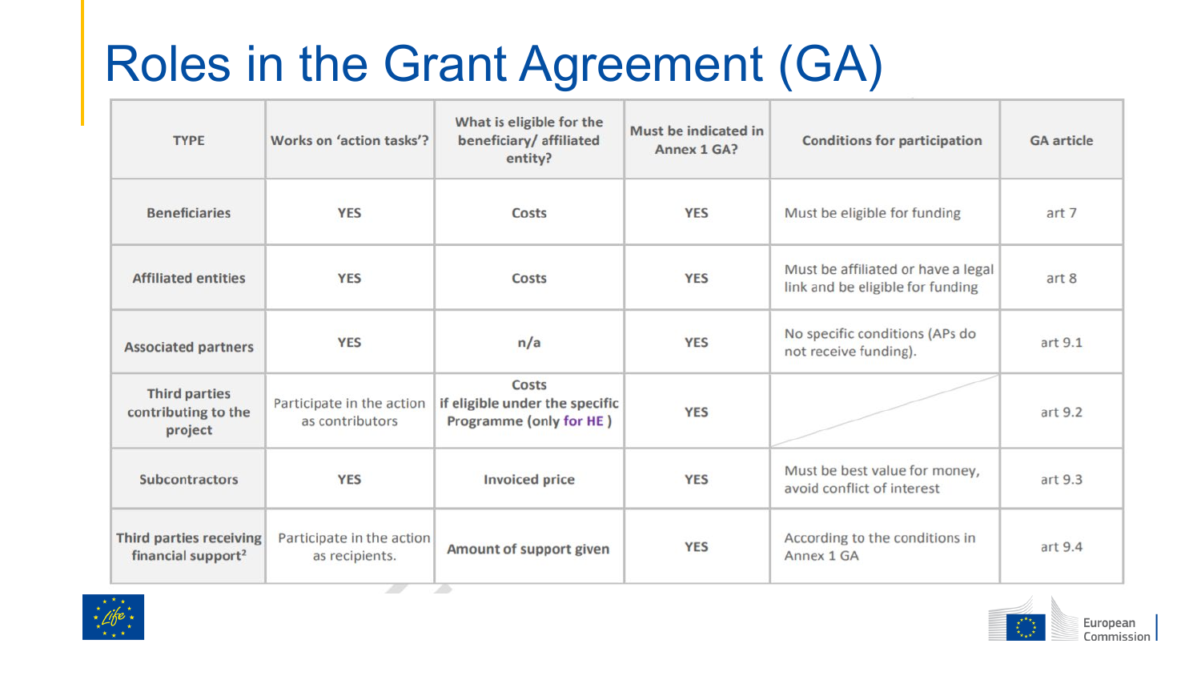# Roles in the Grant Agreement (GA)

| TYPE | Works on 'action tasks'? | What is eligible for the beneficiary/ affiliated entity? | Must be indicated in Annex 1 GA? | Conditions for participation | GA article |
|---|---|---|---|---|---|
| Beneficiaries | YES | Costs | YES | Must be eligible for funding | art 7 |
| Affiliated entities | YES | Costs | YES | Must be affiliated or have a legal link and be eligible for funding | art 8 |
| Associated partners | YES | n/a | YES | No specific conditions (APs do not receive funding). | art 9.1 |
| Third parties contributing to the project | Participate in the action as contributors | Costs if eligible under the specific Programme (only for HE ) | YES | | art 9.2 |
| Subcontractors | YES | Invoiced price | YES | Must be best value for money, avoid conflict of interest | art 9.3 |
| Third parties receiving financial support[2] | Participate in the action as recipients. | Amount of support given | YES | According to the conditions in Annex 1 GA | art 9.4 |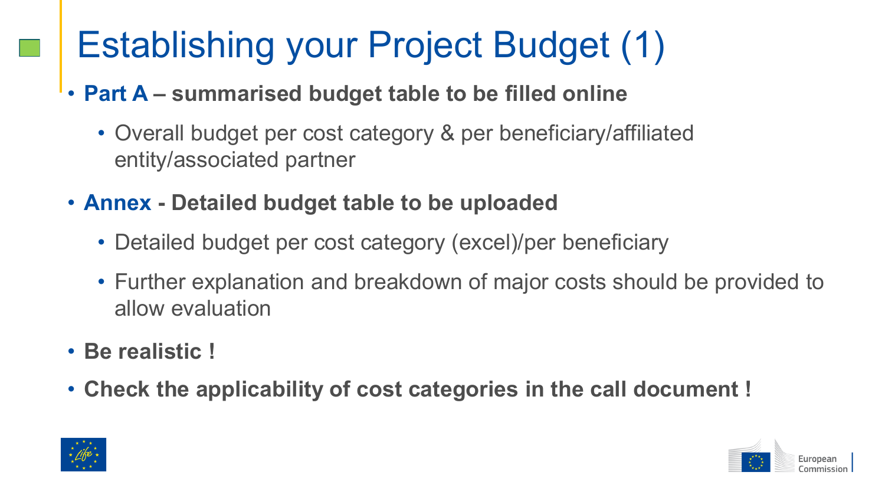# Establishing your Project Budget (1)

- **Part A – summarised budget table to be filled online**
  - Overall budget per cost category & per beneficiary/affiliated entity/associated partner
- **Annex - Detailed budget table to be uploaded**
  - Detailed budget per cost category (excel)/per beneficiary
  - Further explanation and breakdown of major costs should be provided to allow evaluation
- **Be realistic !**
- **Check the applicability of cost categories in the call document !**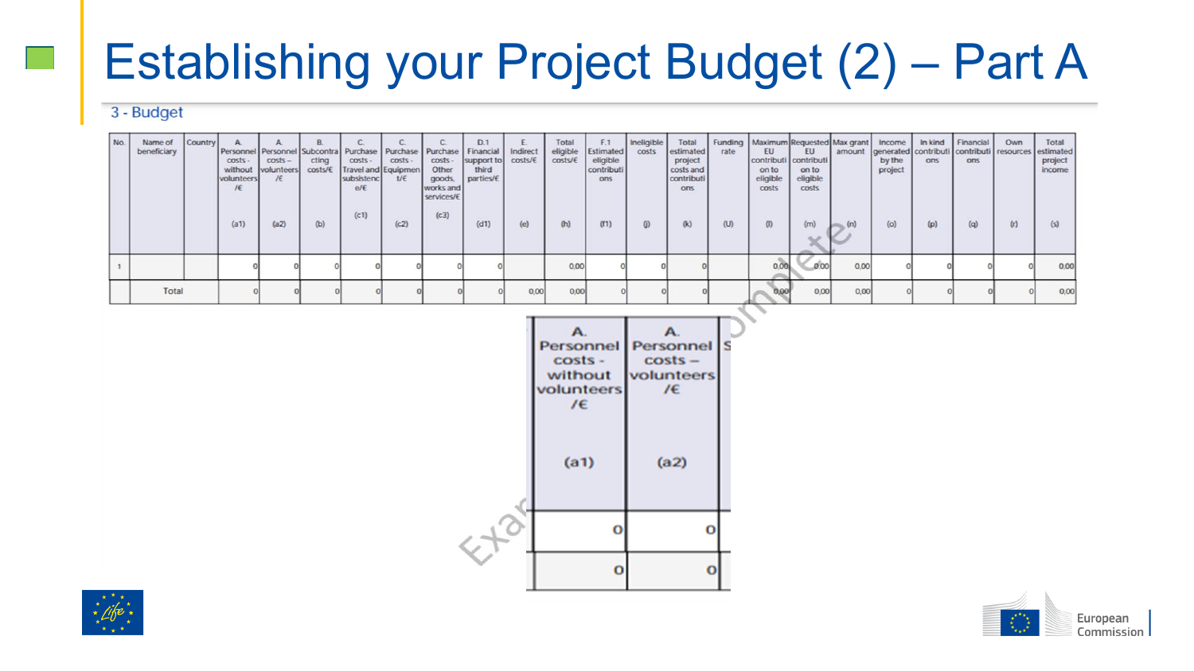# Establishing your Project Budget (2) – Part A

3 - Budget

| No. | Name of beneficiary | Country | A. Personnel costs - without volunteers /€ (a1) | A. Personnel costs – volunteers /€ (a2) | B. Subcontracting costs/€ (b) | C. Purchase costs - Travel and subsistence/€ (c1) | C. Purchase costs - Equipment/€ (c2) | C. Purchase costs - Other goods, works and services/€ (c3) | D.1 Financial support to third parties/€ (d1) | E. Indirect costs/€ (e) | Total eligible costs/€ (h) | F.1 Estimated eligible contributions (f1) | Ineligible costs (j) | Total estimated project costs and contributions (k) | Funding rate (U) | Maximum EU contribution to eligible costs (l) | Requested EU contribution to eligible costs (m) | Max grant amount (n) | Income generated by the project (o) | In kind contributions (p) | Financial contributions (q) | Own resources (r) | Total estimated project income (s) |
|---|---|---|---|---|---|---|---|---|---|---|---|---|---|---|---|---|---|---|---|---|---|---|---|
| 1 | | | 0 | 0 | 0 | 0 | 0 | 0 | 0 | | 0,00 | 0 | 0 | 0 | | 0,00 | 0,00 | 0,00 | 0 | 0 | 0 | 0 | 0,00 |
| | Total | | 0 | 0 | 0 | 0 | 0 | 0 | 0 | 0,00 | 0,00 | 0 | 0 | 0 | | 0,00 | 0,00 | 0,00 | 0 | 0 | 0 | 0 | 0,00 |

Example complete

| A. Personnel costs - without volunteers /€ (a1) | A. Personnel costs – volunteers /€ (a2) |
|---|---|
| 0 | 0 |
| 0 | 0 |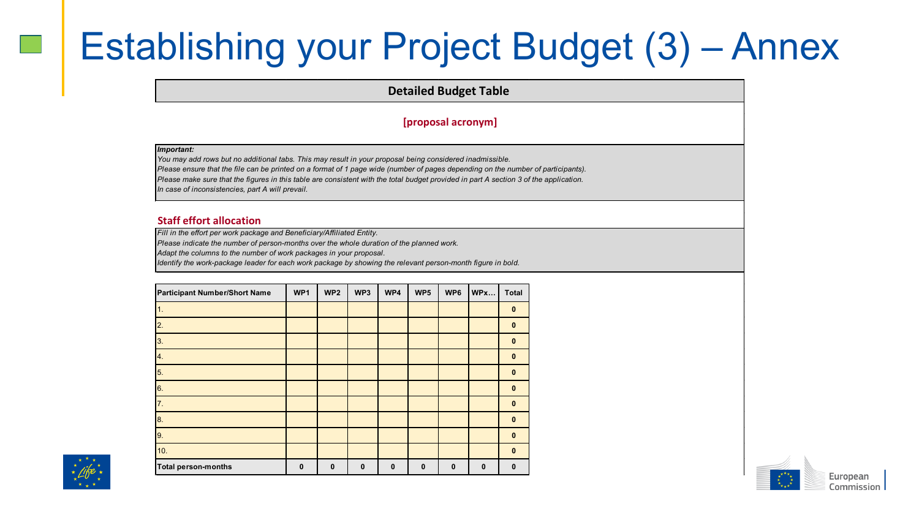# Establishing your Project Budget (3) – Annex

**Detailed Budget Table**

**[proposal acronym]**

***Important:***
*You may add rows but no additional tabs. This may result in your proposal being considered inadmissible.*
*Please ensure that the file can be printed on a format of 1 page wide (number of pages depending on the number of participants).*
*Please make sure that the figures in this table are consistent with the total budget provided in part A section 3 of the application.*
*In case of inconsistencies, part A will prevail.*

## Staff effort allocation

*Fill in the effort per work package and Beneficiary/Affiliated Entity.*
*Please indicate the number of person-months over the whole duration of the planned work.*
*Adapt the columns to the number of work packages in your proposal.*
*Identify the work-package leader for each work package by showing the relevant person-month figure in bold.*

| Participant Number/Short Name | WP1 | WP2 | WP3 | WP4 | WP5 | WP6 | WPx… | Total |
|---|---|---|---|---|---|---|---|---|
| 1. | | | | | | | | **0** |
| 2. | | | | | | | | **0** |
| 3. | | | | | | | | **0** |
| 4. | | | | | | | | **0** |
| 5. | | | | | | | | **0** |
| 6. | | | | | | | | **0** |
| 7. | | | | | | | | **0** |
| 8. | | | | | | | | **0** |
| 9. | | | | | | | | **0** |
| 10. | | | | | | | | **0** |
| **Total person-months** | **0** | **0** | **0** | **0** | **0** | **0** | **0** | **0** |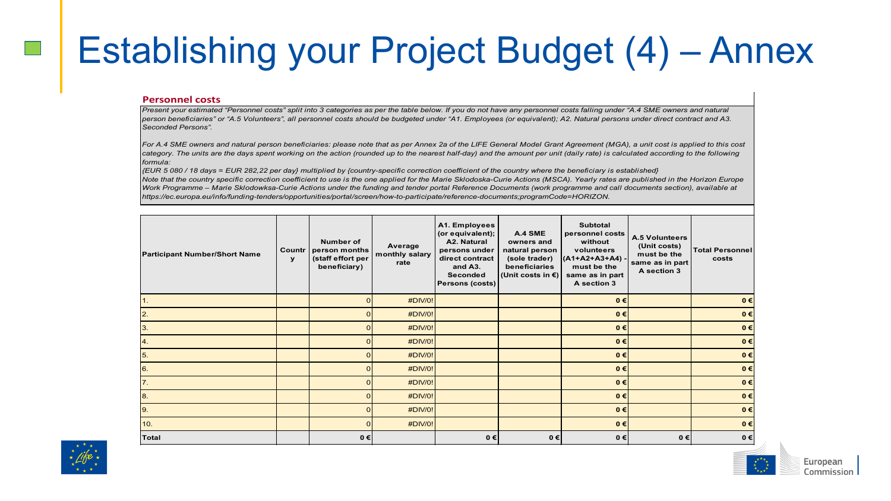# Establishing your Project Budget (4) – Annex

**Personnel costs**

*Present your estimated "Personnel costs" split into 3 categories as per the table below. If you do not have any personnel costs falling under "A.4 SME owners and natural person beneficiaries" or "A.5 Volunteers", all personnel costs should be budgeted under "A1. Employees (or equivalent); A2. Natural persons under direct contract and A3. Seconded Persons".*

*For A.4 SME owners and natural person beneficiaries: please note that as per Annex 2a of the LIFE General Model Grant Agreement (MGA), a unit cost is applied to this cost category. The units are the days spent working on the action (rounded up to the nearest half-day) and the amount per unit (daily rate) is calculated according to the following formula:*

*{EUR 5 080 / 18 days = EUR 282,22 per day} multiplied by {country-specific correction coefficient of the country where the beneficiary is established}*

*Note that the country specific correction coefficient to use is the one applied for the Marie Sklodoska-Curie Actions (MSCA). Yearly rates are published in the Horizon Europe Work Programme – Marie Sklodowksa-Curie Actions under the funding and tender portal Reference Documents (work programme and call documents section), available at https://ec.europa.eu/info/funding-tenders/opportunities/portal/screen/how-to-participate/reference-documents;programCode=HORIZON.*

| Participant Number/Short Name | Country | Number of person months (staff effort per beneficiary) | Average monthly salary rate | A1. Employees (or equivalent); A2. Natural persons under direct contract and A3. Seconded Persons (costs) | A.4 SME owners and natural person (sole trader) beneficiaries (Unit costs in €) | Subtotal personnel costs without volunteers (A1+A2+A3+A4) - must be the same as in part A section 3 | A.5 Volunteers (Unit costs) must be the same as in part A section 3 | Total Personnel costs |
|---|---|---|---|---|---|---|---|---|
| 1. | | 0 | #DIV/0! | | | 0 € | | 0 € |
| 2. | | 0 | #DIV/0! | | | 0 € | | 0 € |
| 3. | | 0 | #DIV/0! | | | 0 € | | 0 € |
| 4. | | 0 | #DIV/0! | | | 0 € | | 0 € |
| 5. | | 0 | #DIV/0! | | | 0 € | | 0 € |
| 6. | | 0 | #DIV/0! | | | 0 € | | 0 € |
| 7. | | 0 | #DIV/0! | | | 0 € | | 0 € |
| 8. | | 0 | #DIV/0! | | | 0 € | | 0 € |
| 9. | | 0 | #DIV/0! | | | 0 € | | 0 € |
| 10. | | 0 | #DIV/0! | | | 0 € | | 0 € |
| **Total** | | **0 €** | | **0 €** | **0 €** | **0 €** | **0 €** | **0 €** |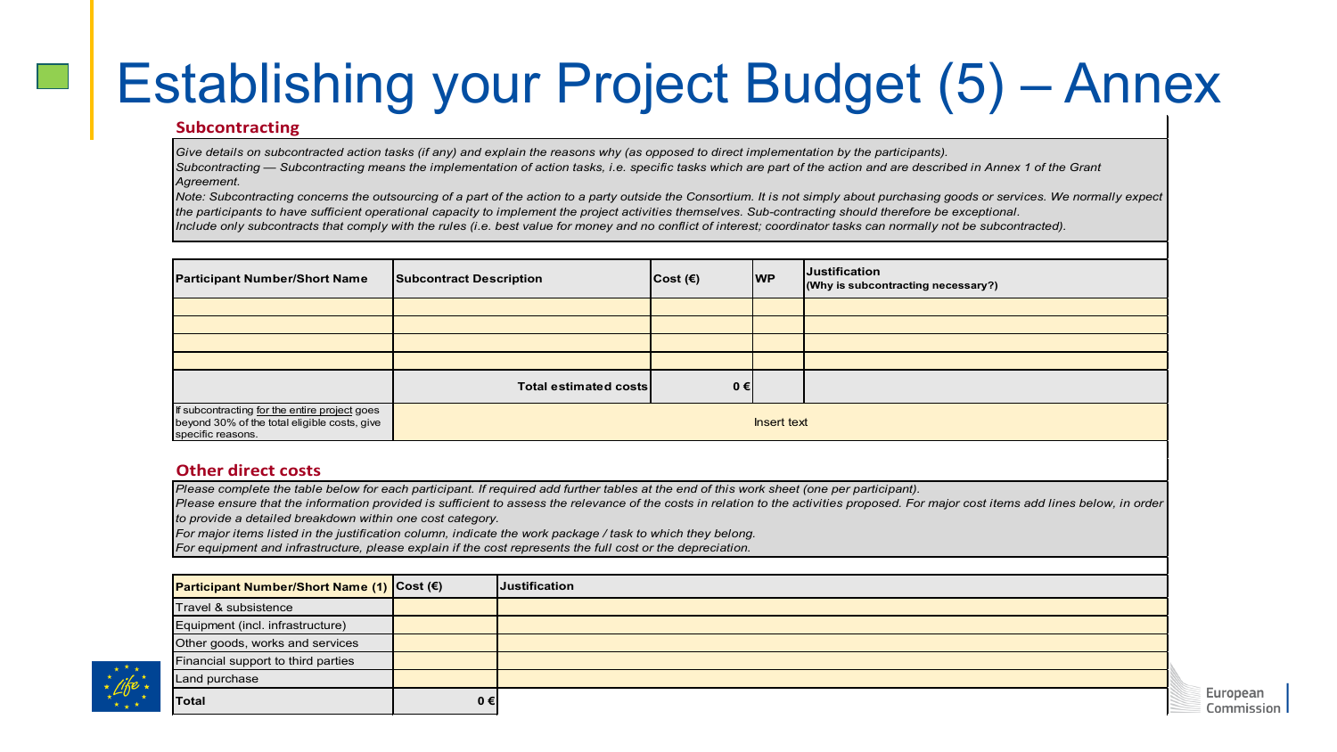# Establishing your Project Budget (5) – Annex

## Subcontracting

*Give details on subcontracted action tasks (if any) and explain the reasons why (as opposed to direct implementation by the participants).*
*Subcontracting — Subcontracting means the implementation of action tasks, i.e. specific tasks which are part of the action and are described in Annex 1 of the Grant Agreement.*
*Note: Subcontracting concerns the outsourcing of a part of the action to a party outside the Consortium. It is not simply about purchasing goods or services. We normally expect the participants to have sufficient operational capacity to implement the project activities themselves. Sub-contracting should therefore be exceptional.*
*Include only subcontracts that comply with the rules (i.e. best value for money and no conflict of interest; coordinator tasks can normally not be subcontracted).*

| Participant Number/Short Name | Subcontract Description | Cost (€) | WP | Justification (Why is subcontracting necessary?) |
|---|---|---|---|---|
| | | | | |
| | | | | |
| | | | | |
| | | | | |
| | **Total estimated costs** | **0 €** | | |
| If subcontracting for the entire project goes beyond 30% of the total eligible costs, give specific reasons. | Insert text | | | |

## Other direct costs

*Please complete the table below for each participant. If required add further tables at the end of this work sheet (one per participant).*
*Please ensure that the information provided is sufficient to assess the relevance of the costs in relation to the activities proposed. For major cost items add lines below, in order to provide a detailed breakdown within one cost category.*
*For major items listed in the justification column, indicate the work package / task to which they belong.*
*For equipment and infrastructure, please explain if the cost represents the full cost or the depreciation.*

| Participant Number/Short Name (1) | Cost (€) | Justification |
|---|---|---|
| Travel & subsistence | | |
| Equipment (incl. infrastructure) | | |
| Other goods, works and services | | |
| Financial support to third parties | | |
| Land purchase | | |
| **Total** | **0 €** | |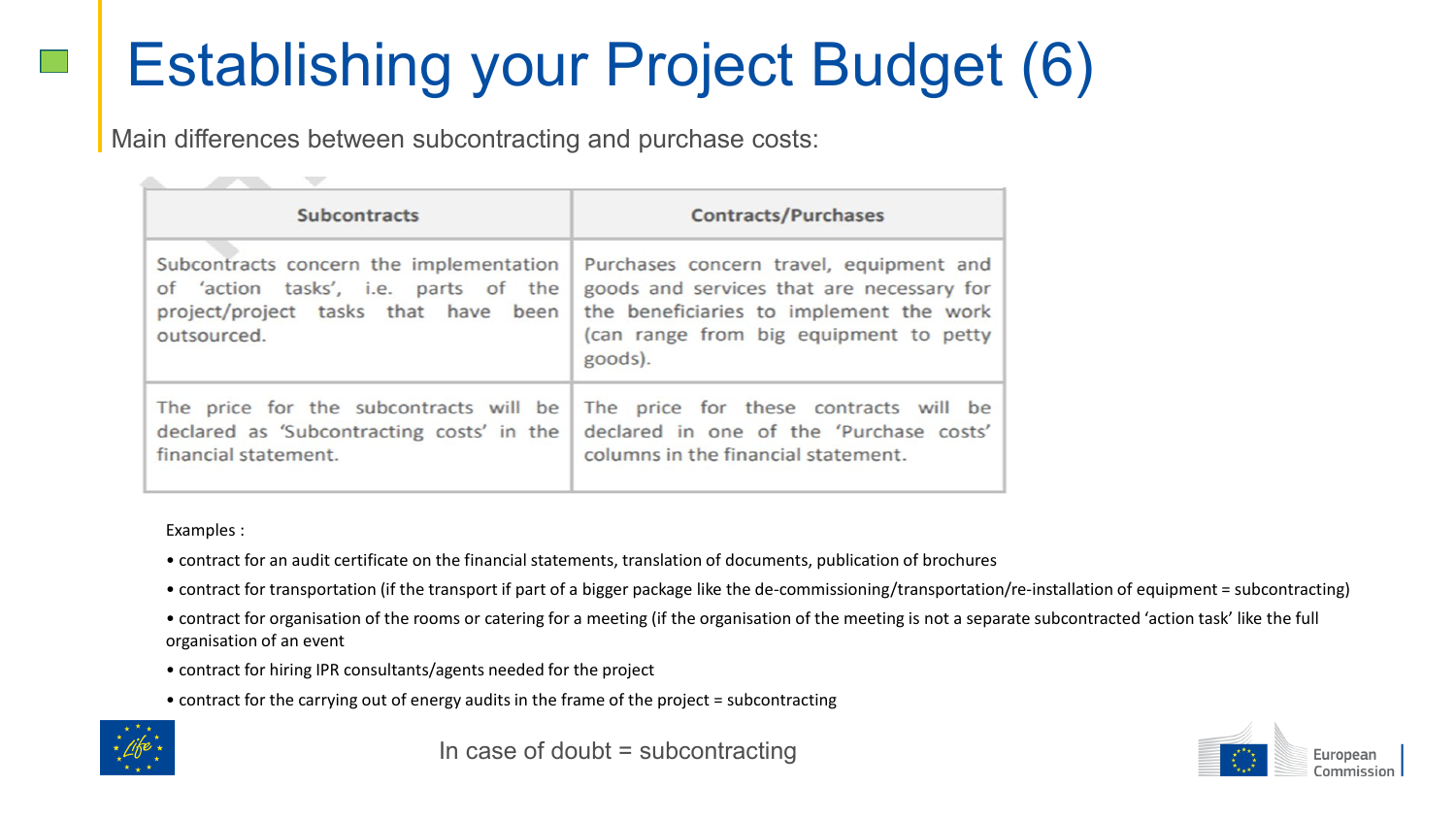# Establishing your Project Budget (6)

Main differences between subcontracting and purchase costs:

| Subcontracts | Contracts/Purchases |
| --- | --- |
| Subcontracts concern the implementation of 'action tasks', i.e. parts of the project/project tasks that have been outsourced. | Purchases concern travel, equipment and goods and services that are necessary for the beneficiaries to implement the work (can range from big equipment to petty goods). |
| The price for the subcontracts will be declared as 'Subcontracting costs' in the financial statement. | The price for these contracts will be declared in one of the 'Purchase costs' columns in the financial statement. |

Examples :

- contract for an audit certificate on the financial statements, translation of documents, publication of brochures
- contract for transportation (if the transport if part of a bigger package like the de-commissioning/transportation/re-installation of equipment = subcontracting)
- contract for organisation of the rooms or catering for a meeting (if the organisation of the meeting is not a separate subcontracted 'action task' like the full organisation of an event
- contract for hiring IPR consultants/agents needed for the project
- contract for the carrying out of energy audits in the frame of the project = subcontracting

In case of doubt = subcontracting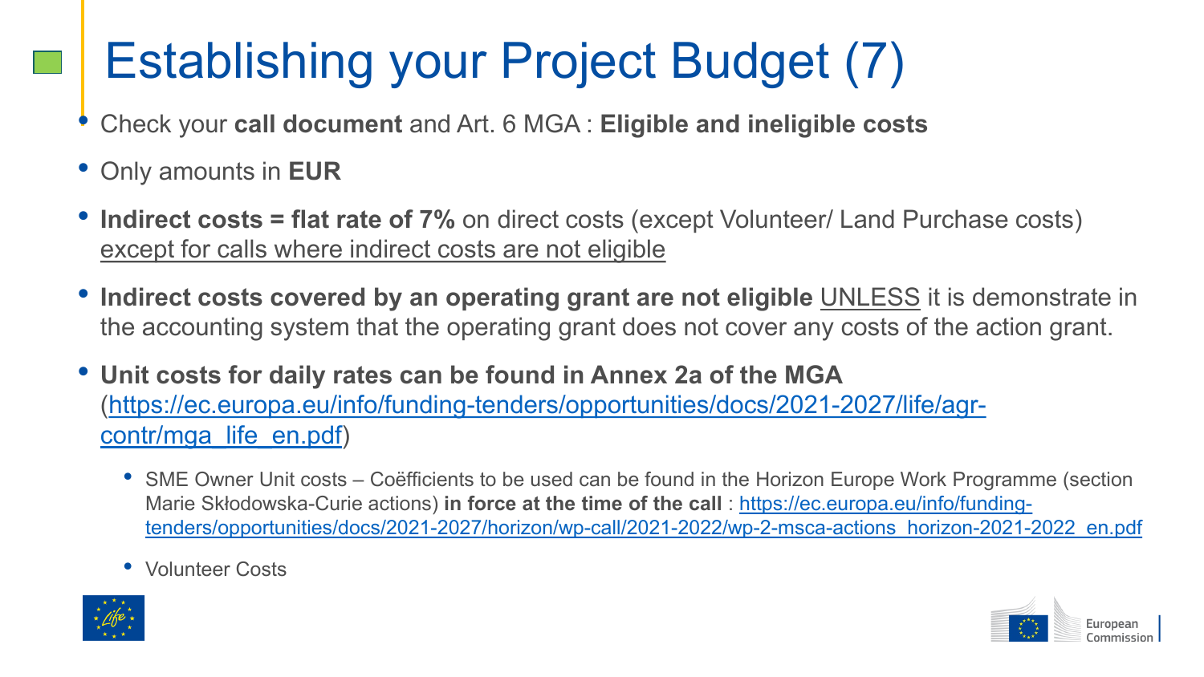# Establishing your Project Budget (7)

- Check your **call document** and Art. 6 MGA : **Eligible and ineligible costs**
- Only amounts in **EUR**
- **Indirect costs = flat rate of 7%** on direct costs (except Volunteer/ Land Purchase costs) except for calls where indirect costs are not eligible
- **Indirect costs covered by an operating grant are not eligible** UNLESS it is demonstrate in the accounting system that the operating grant does not cover any costs of the action grant.
- **Unit costs for daily rates can be found in Annex 2a of the MGA** (https://ec.europa.eu/info/funding-tenders/opportunities/docs/2021-2027/life/agr-contr/mga_life_en.pdf)
  - SME Owner Unit costs – Coëfficients to be used can be found in the Horizon Europe Work Programme (section Marie Skłodowska-Curie actions) **in force at the time of the call** : https://ec.europa.eu/info/funding-tenders/opportunities/docs/2021-2027/horizon/wp-call/2021-2022/wp-2-msca-actions_horizon-2021-2022_en.pdf
  - Volunteer Costs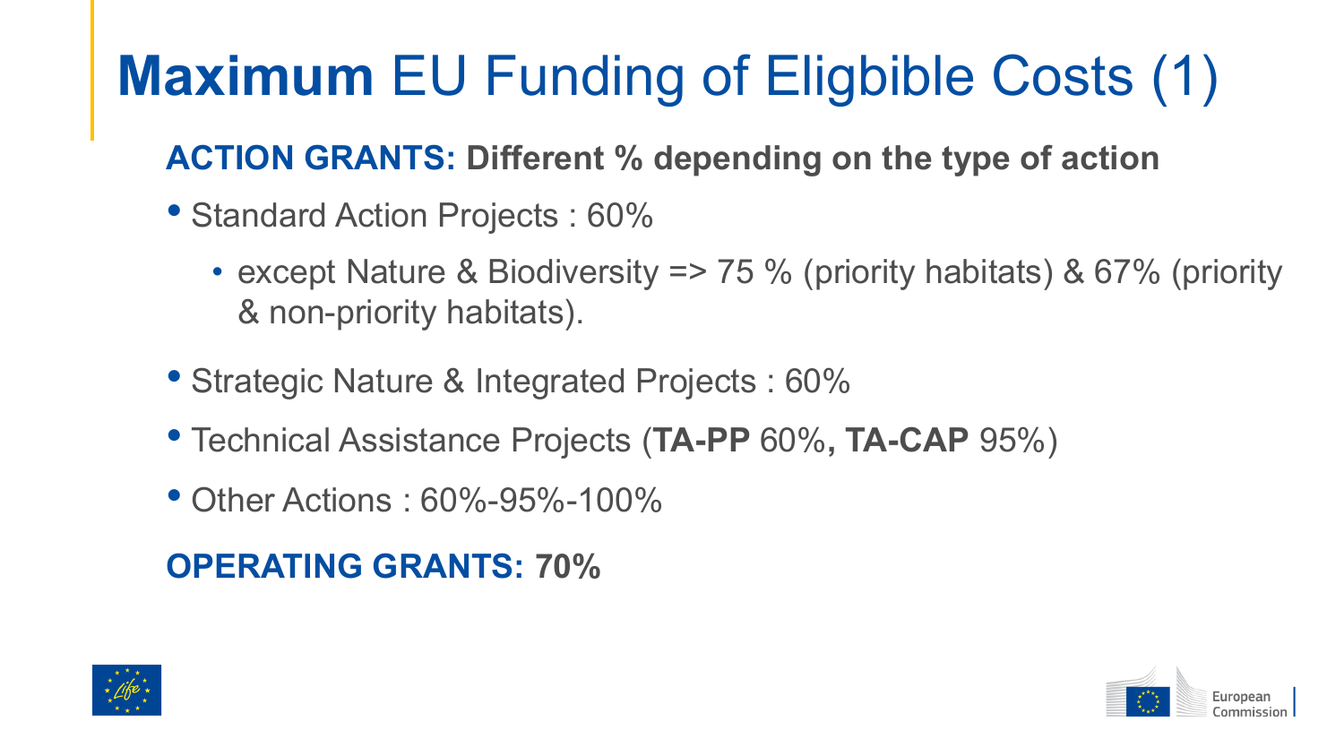# **Maximum** EU Funding of Eligbible Costs (1)

**ACTION GRANTS: Different % depending on the type of action**

- Standard Action Projects : 60%
  - except Nature & Biodiversity => 75 % (priority habitats) & 67% (priority & non-priority habitats).
- Strategic Nature & Integrated Projects : 60%
- Technical Assistance Projects (**TA-PP** 60%**, TA-CAP** 95%)
- Other Actions : 60%-95%-100%

**OPERATING GRANTS: 70%**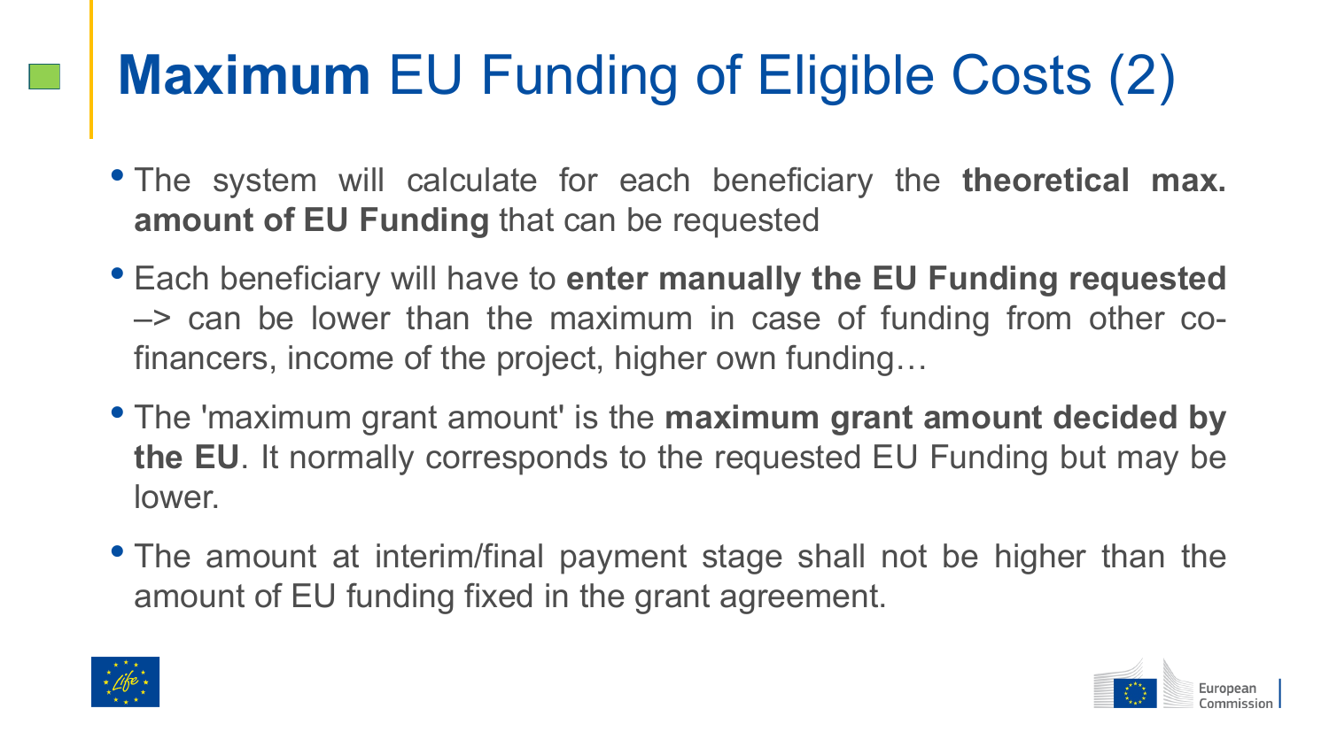# **Maximum** EU Funding of Eligible Costs (2)

- The system will calculate for each beneficiary the **theoretical max. amount of EU Funding** that can be requested
- Each beneficiary will have to **enter manually the EU Funding requested** –> can be lower than the maximum in case of funding from other co-financers, income of the project, higher own funding…
- The 'maximum grant amount' is the **maximum grant amount decided by the EU**. It normally corresponds to the requested EU Funding but may be lower.
- The amount at interim/final payment stage shall not be higher than the amount of EU funding fixed in the grant agreement.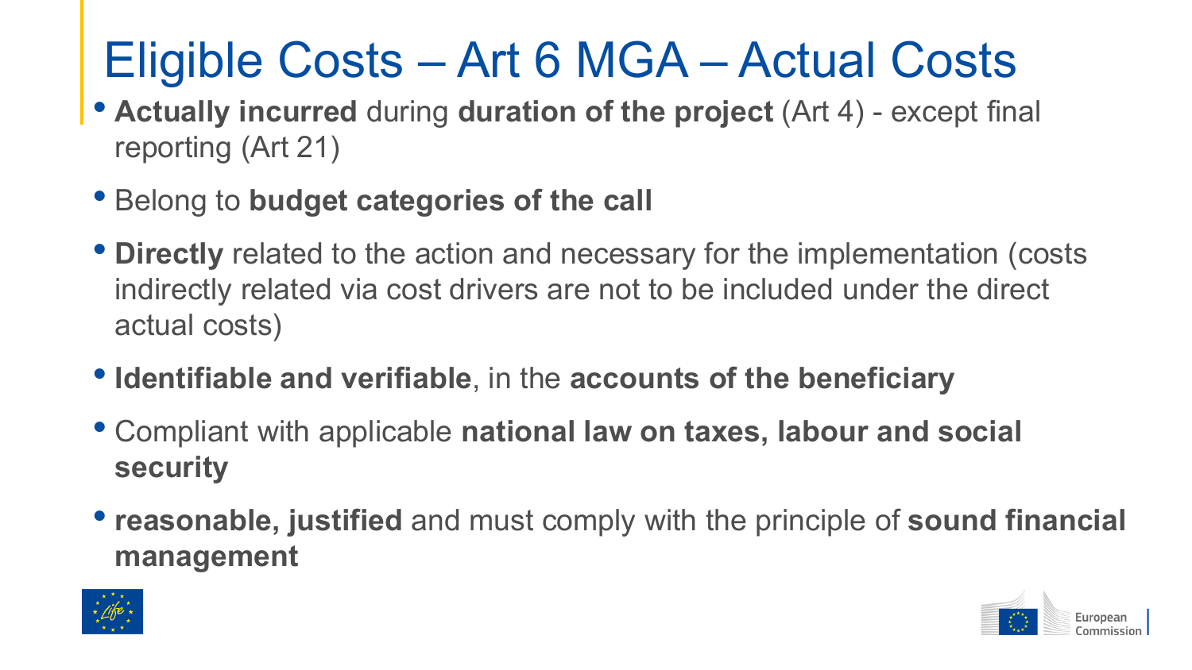# Eligible Costs – Art 6 MGA – Actual Costs

- **Actually incurred** during **duration of the project** (Art 4) - except final reporting (Art 21)
- Belong to **budget categories of the call**
- **Directly** related to the action and necessary for the implementation (costs indirectly related via cost drivers are not to be included under the direct actual costs)
- **Identifiable and verifiable**, in the **accounts of the beneficiary**
- Compliant with applicable **national law on taxes, labour and social security**
- **reasonable, justified** and must comply with the principle of **sound financial management**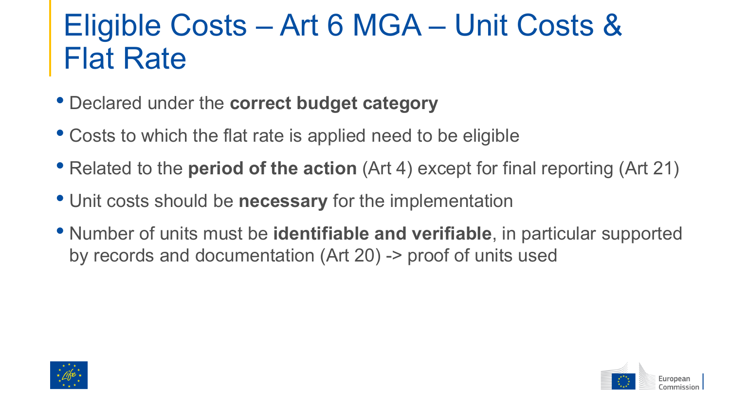# Eligible Costs – Art 6 MGA – Unit Costs & Flat Rate

- Declared under the **correct budget category**
- Costs to which the flat rate is applied need to be eligible
- Related to the **period of the action** (Art 4) except for final reporting (Art 21)
- Unit costs should be **necessary** for the implementation
- Number of units must be **identifiable and verifiable**, in particular supported by records and documentation (Art 20) -> proof of units used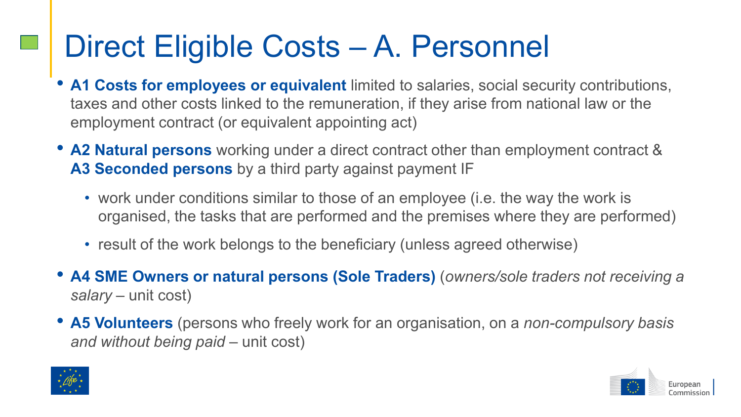# Direct Eligible Costs – A. Personnel

- **A1 Costs for employees or equivalent** limited to salaries, social security contributions, taxes and other costs linked to the remuneration, if they arise from national law or the employment contract (or equivalent appointing act)
- **A2 Natural persons** working under a direct contract other than employment contract & **A3 Seconded persons** by a third party against payment IF
  - work under conditions similar to those of an employee (i.e. the way the work is organised, the tasks that are performed and the premises where they are performed)
  - result of the work belongs to the beneficiary (unless agreed otherwise)
- **A4 SME Owners or natural persons (Sole Traders)** (*owners/sole traders not receiving a salary* – unit cost)
- **A5 Volunteers** (persons who freely work for an organisation, on a *non-compulsory basis and without being paid* – unit cost)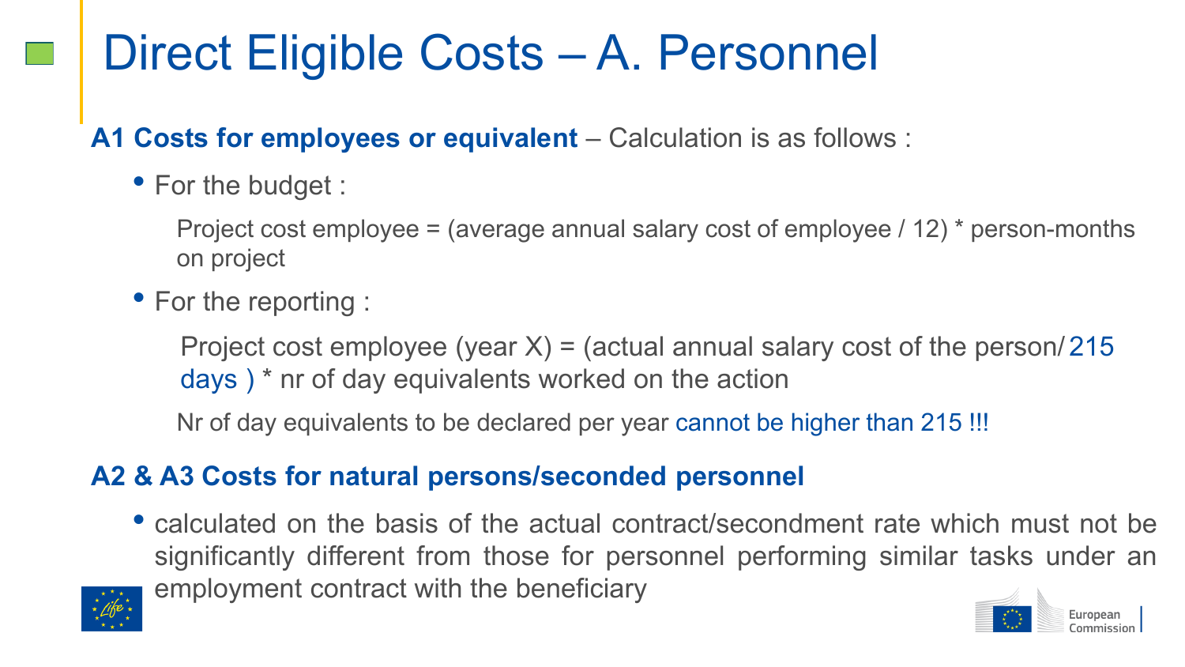# Direct Eligible Costs – A. Personnel

**A1 Costs for employees or equivalent** – Calculation is as follows :

- For the budget :

  Project cost employee = (average annual salary cost of employee / 12) * person-months on project

- For the reporting :

  Project cost employee (year X) = (actual annual salary cost of the person/ 215 days ) * nr of day equivalents worked on the action

  Nr of day equivalents to be declared per year cannot be higher than 215 !!!

**A2 & A3 Costs for natural persons/seconded personnel**

- calculated on the basis of the actual contract/secondment rate which must not be significantly different from those for personnel performing similar tasks under an employment contract with the beneficiary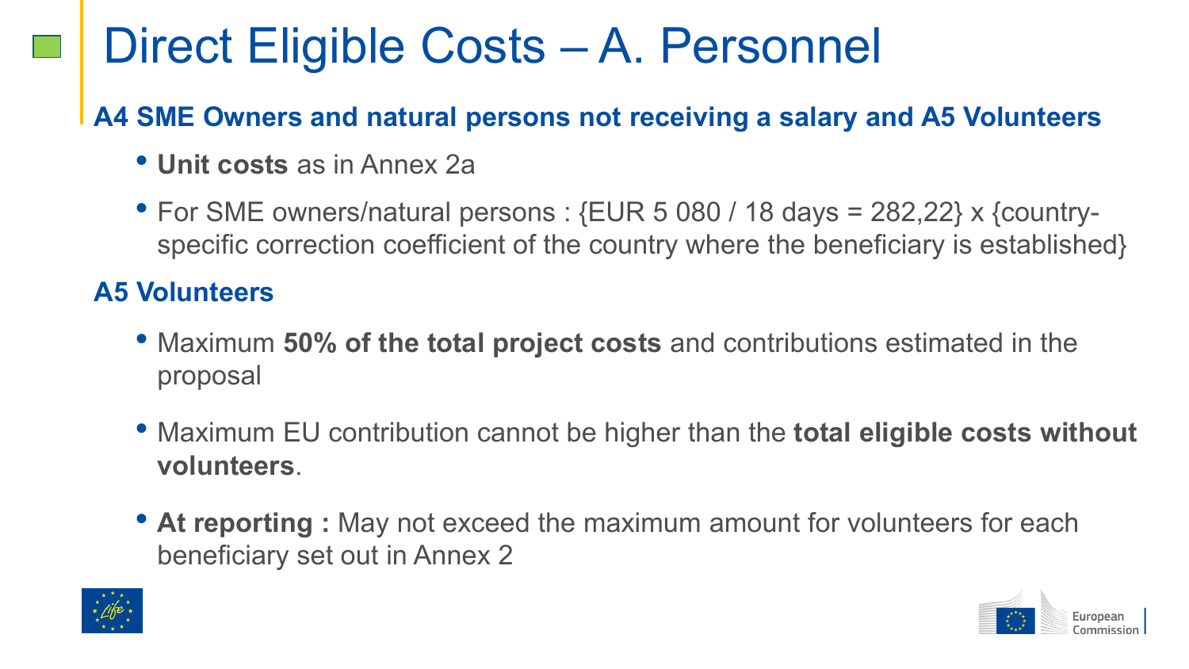# Direct Eligible Costs – A. Personnel

### A4 SME Owners and natural persons not receiving a salary and A5 Volunteers

- **Unit costs** as in Annex 2a
- For SME owners/natural persons : {EUR 5 080 / 18 days = 282,22} x {country-specific correction coefficient of the country where the beneficiary is established}

### A5 Volunteers

- Maximum **50% of the total project costs** and contributions estimated in the proposal
- Maximum EU contribution cannot be higher than the **total eligible costs without volunteers**.
- **At reporting :** May not exceed the maximum amount for volunteers for each beneficiary set out in Annex 2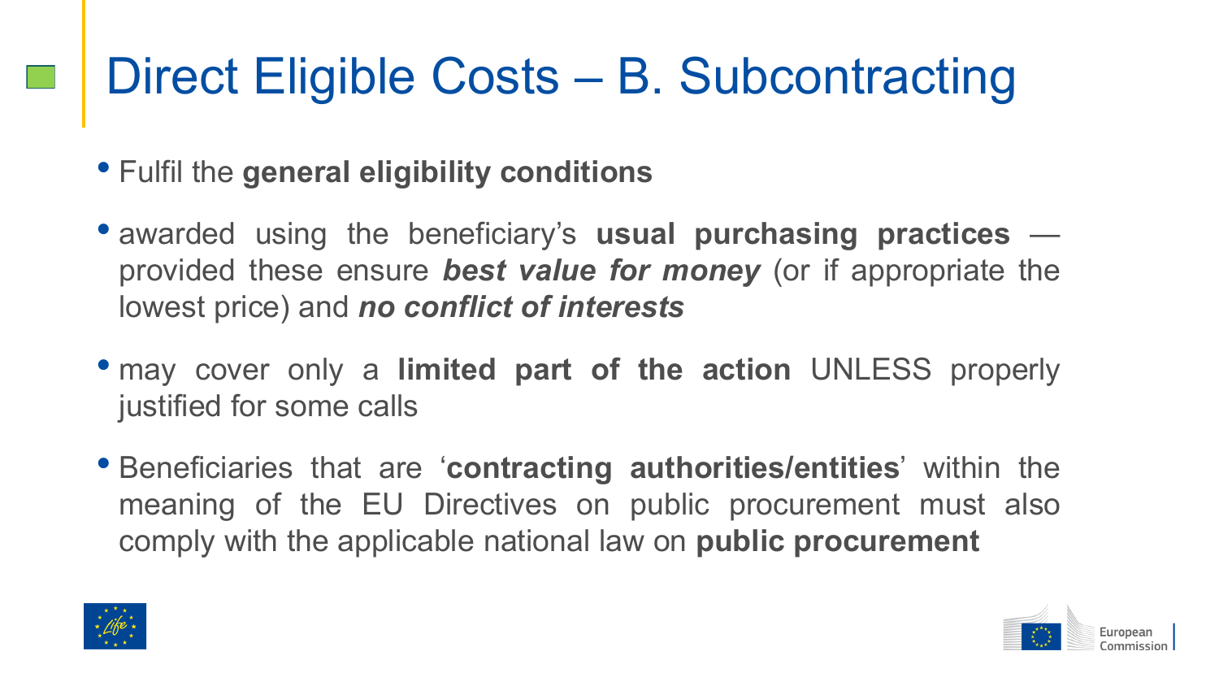# Direct Eligible Costs – B. Subcontracting

- Fulfil the **general eligibility conditions**
- awarded using the beneficiary's **usual purchasing practices** — provided these ensure ***best value for money*** (or if appropriate the lowest price) and ***no conflict of interests***
- may cover only a **limited part of the action** UNLESS properly justified for some calls
- Beneficiaries that are '**contracting authorities/entities**' within the meaning of the EU Directives on public procurement must also comply with the applicable national law on **public procurement**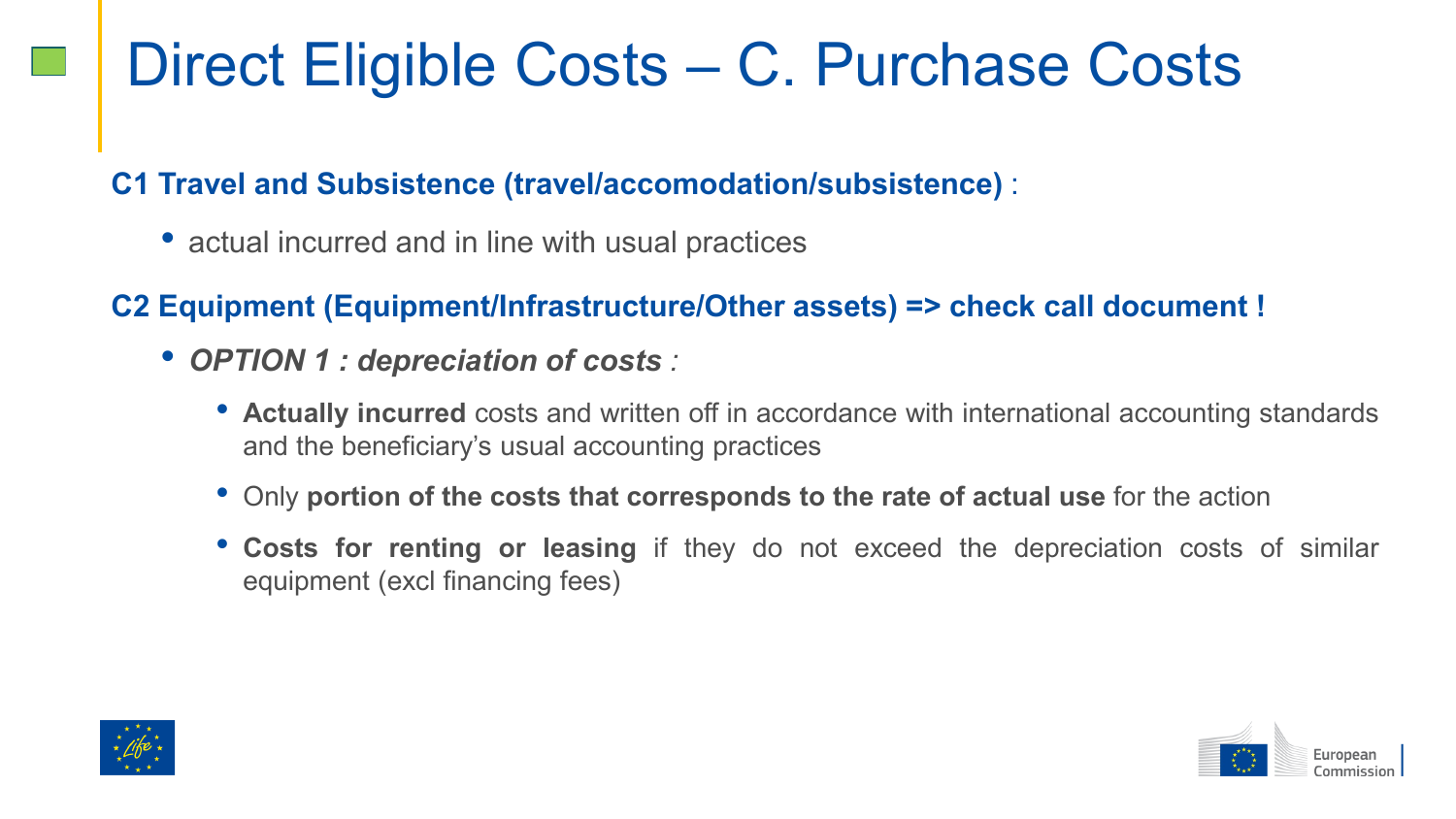# Direct Eligible Costs – C. Purchase Costs

**C1 Travel and Subsistence (travel/accomodation/subsistence)** :

- actual incurred and in line with usual practices

**C2 Equipment (Equipment/Infrastructure/Other assets) => check call document !**

- ***OPTION 1 : depreciation of costs*** *:*
  - **Actually incurred** costs and written off in accordance with international accounting standards and the beneficiary's usual accounting practices
  - Only **portion of the costs that corresponds to the rate of actual use** for the action
  - **Costs for renting or leasing** if they do not exceed the depreciation costs of similar equipment (excl financing fees)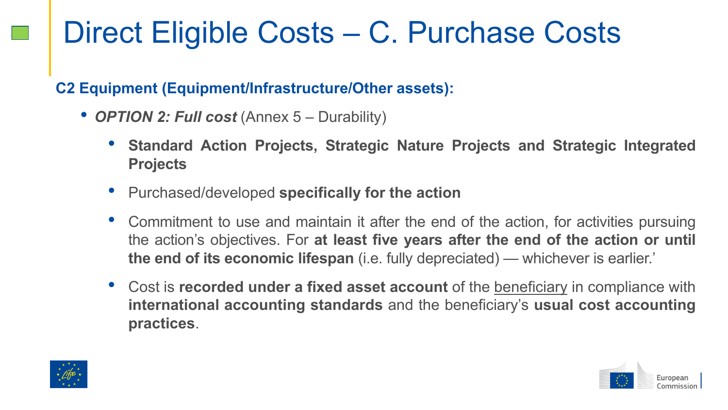# Direct Eligible Costs – C. Purchase Costs

**C2 Equipment (Equipment/Infrastructure/Other assets):**

- ***OPTION 2: Full cost*** (Annex 5 – Durability)
  - **Standard Action Projects, Strategic Nature Projects and Strategic Integrated Projects**
  - Purchased/developed **specifically for the action**
  - Commitment to use and maintain it after the end of the action, for activities pursuing the action's objectives. For **at least five years after the end of the action or until the end of its economic lifespan** (i.e. fully depreciated) — whichever is earlier.'
  - Cost is **recorded under a fixed asset account** of the beneficiary in compliance with **international accounting standards** and the beneficiary's **usual cost accounting practices**.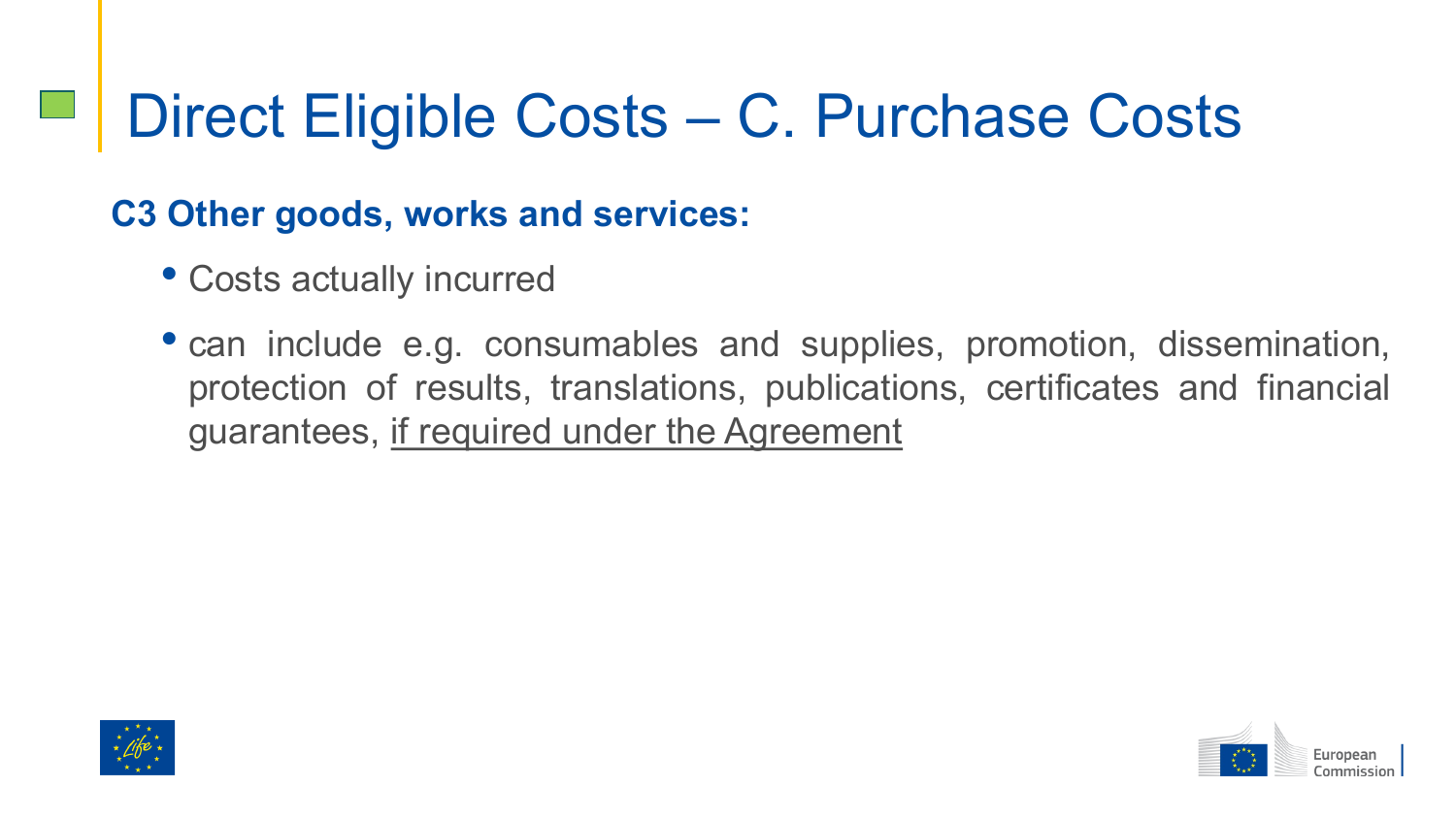# Direct Eligible Costs – C. Purchase Costs

**C3 Other goods, works and services:**

- Costs actually incurred
- can include e.g. consumables and supplies, promotion, dissemination, protection of results, translations, publications, certificates and financial guarantees, <u>if required under the Agreement</u>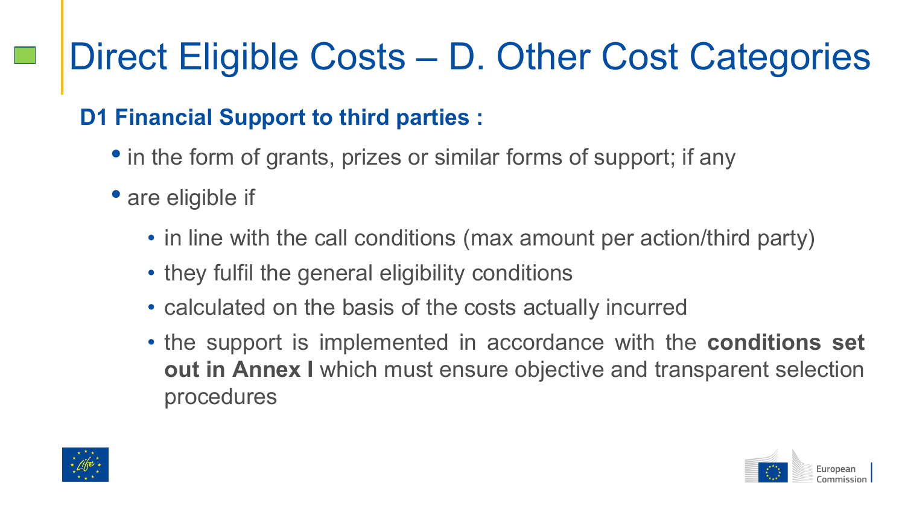# Direct Eligible Costs – D. Other Cost Categories

**D1 Financial Support to third parties :**

- in the form of grants, prizes or similar forms of support; if any
- are eligible if
  - in line with the call conditions (max amount per action/third party)
  - they fulfil the general eligibility conditions
  - calculated on the basis of the costs actually incurred
  - the support is implemented in accordance with the **conditions set out in Annex I** which must ensure objective and transparent selection procedures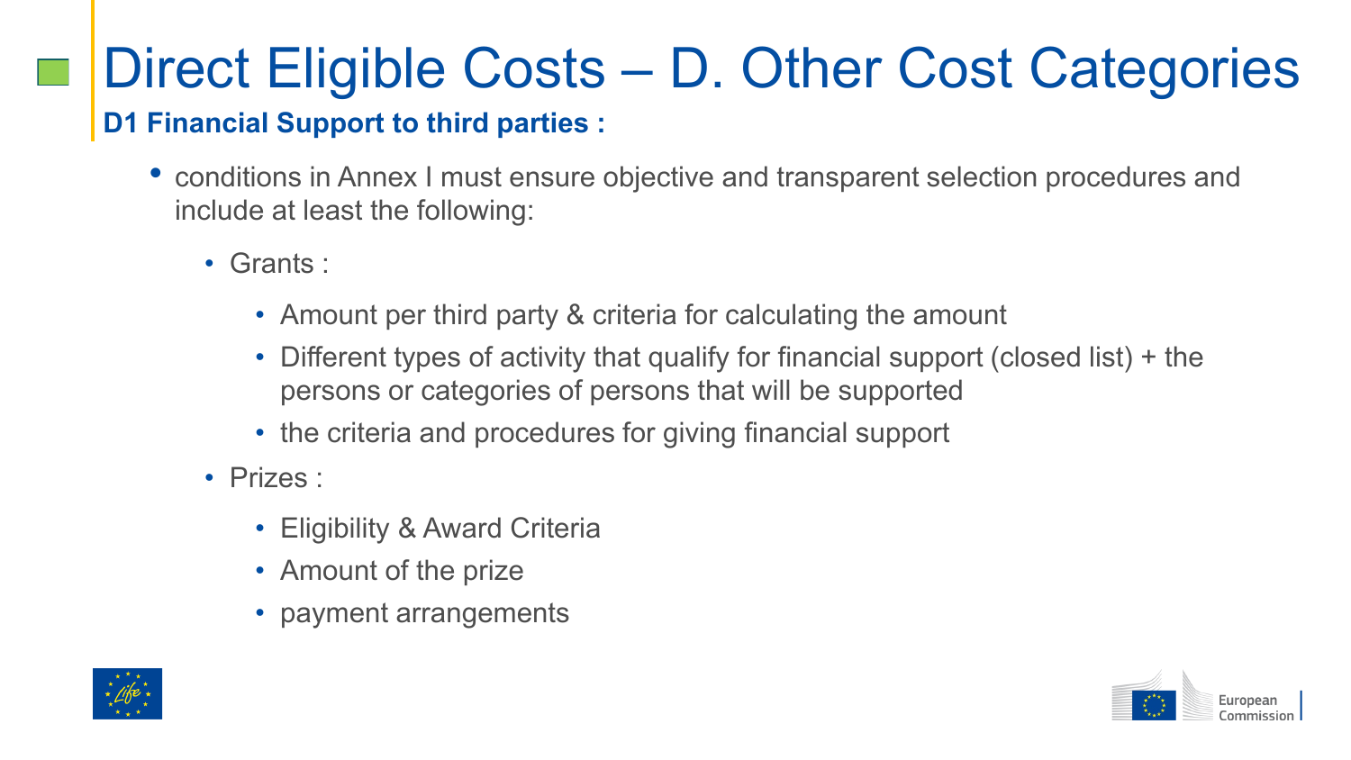# Direct Eligible Costs – D. Other Cost Categories

**D1 Financial Support to third parties :**

- conditions in Annex I must ensure objective and transparent selection procedures and include at least the following:
  - Grants :
    - Amount per third party & criteria for calculating the amount
    - Different types of activity that qualify for financial support (closed list) + the persons or categories of persons that will be supported
    - the criteria and procedures for giving financial support
  - Prizes :
    - Eligibility & Award Criteria
    - Amount of the prize
    - payment arrangements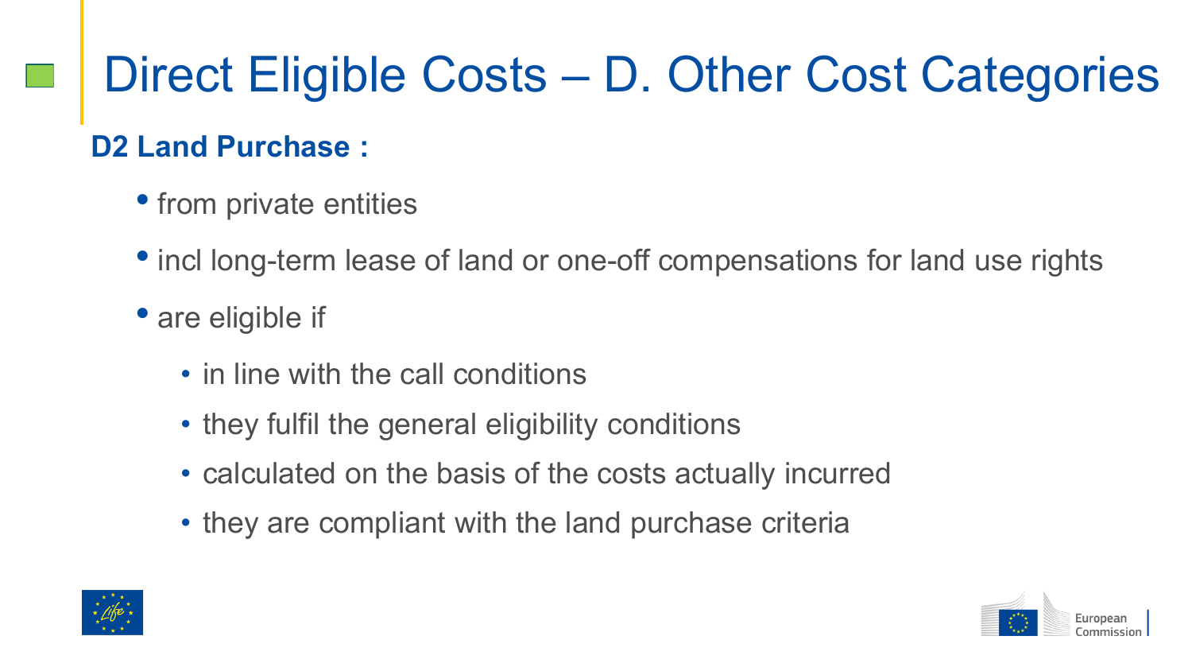# Direct Eligible Costs – D. Other Cost Categories

**D2 Land Purchase :**

- from private entities
- incl long-term lease of land or one-off compensations for land use rights
- are eligible if
  - in line with the call conditions
  - they fulfil the general eligibility conditions
  - calculated on the basis of the costs actually incurred
  - they are compliant with the land purchase criteria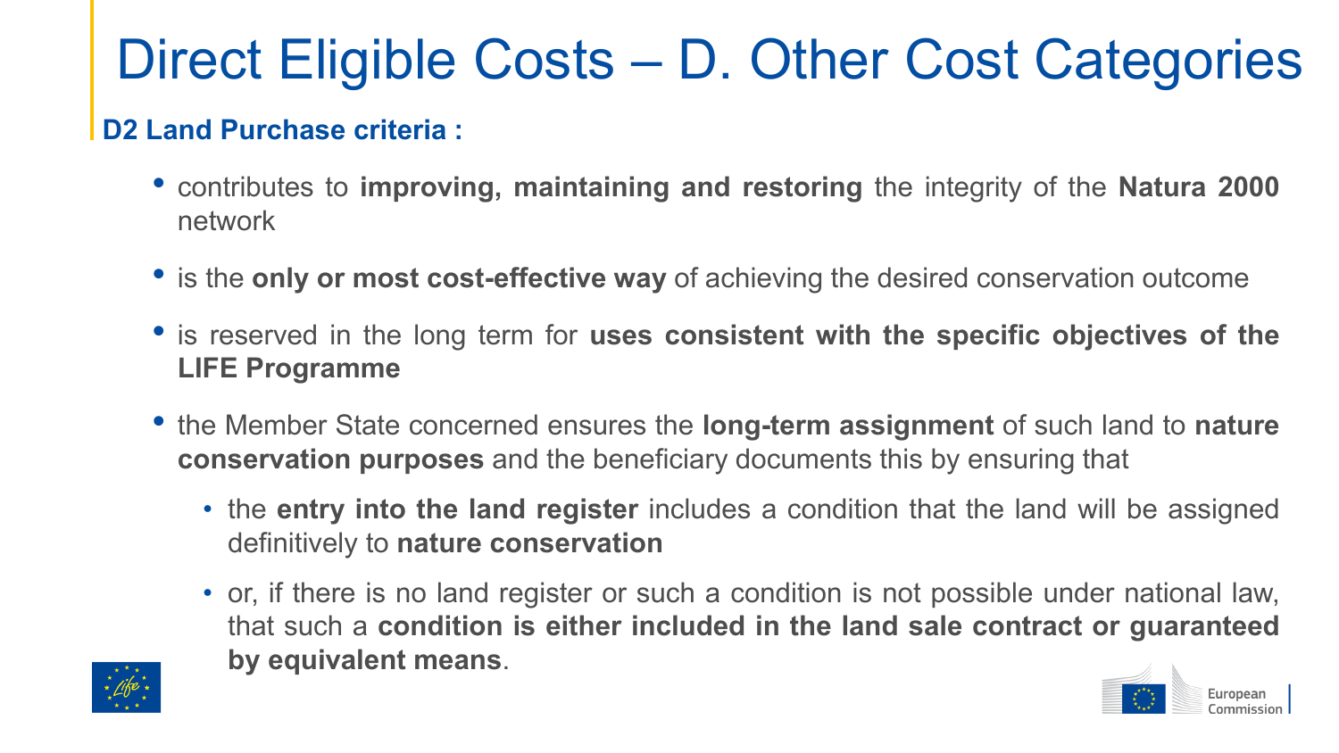# Direct Eligible Costs – D. Other Cost Categories

**D2 Land Purchase criteria :**

- contributes to **improving, maintaining and restoring** the integrity of the **Natura 2000** network
- is the **only or most cost-effective way** of achieving the desired conservation outcome
- is reserved in the long term for **uses consistent with the specific objectives of the LIFE Programme**
- the Member State concerned ensures the **long-term assignment** of such land to **nature conservation purposes** and the beneficiary documents this by ensuring that
  - the **entry into the land register** includes a condition that the land will be assigned definitively to **nature conservation**
  - or, if there is no land register or such a condition is not possible under national law, that such a **condition is either included in the land sale contract or guaranteed by equivalent means**.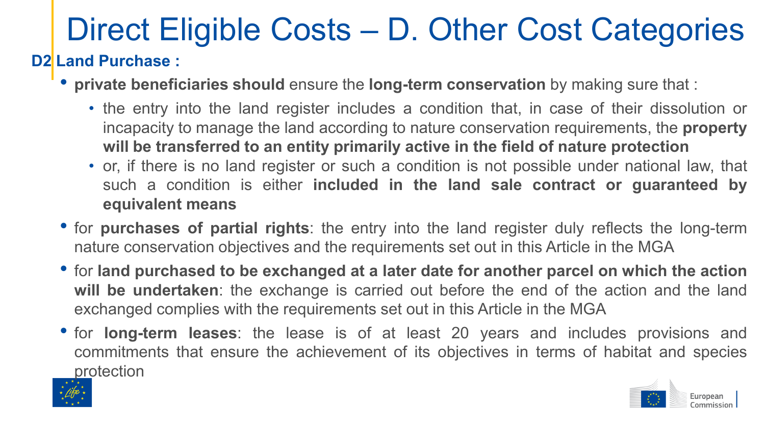# Direct Eligible Costs – D. Other Cost Categories

**D2 Land Purchase :**

- **private beneficiaries should** ensure the **long-term conservation** by making sure that :
  - the entry into the land register includes a condition that, in case of their dissolution or incapacity to manage the land according to nature conservation requirements, the **property will be transferred to an entity primarily active in the field of nature protection**
  - or, if there is no land register or such a condition is not possible under national law, that such a condition is either **included in the land sale contract or guaranteed by equivalent means**
- for **purchases of partial rights**: the entry into the land register duly reflects the long-term nature conservation objectives and the requirements set out in this Article in the MGA
- for **land purchased to be exchanged at a later date for another parcel on which the action will be undertaken**: the exchange is carried out before the end of the action and the land exchanged complies with the requirements set out in this Article in the MGA
- for **long-term leases**: the lease is of at least 20 years and includes provisions and commitments that ensure the achievement of its objectives in terms of habitat and species protection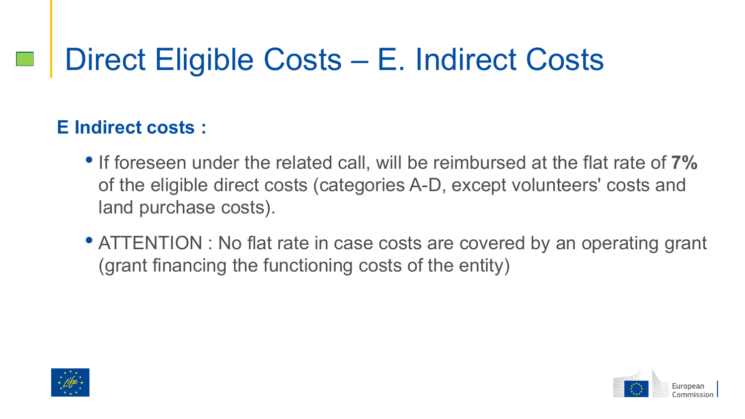# Direct Eligible Costs – E. Indirect Costs

**E Indirect costs :**

- If foreseen under the related call, will be reimbursed at the flat rate of **7%** of the eligible direct costs (categories A-D, except volunteers' costs and land purchase costs).
- ATTENTION : No flat rate in case costs are covered by an operating grant (grant financing the functioning costs of the entity)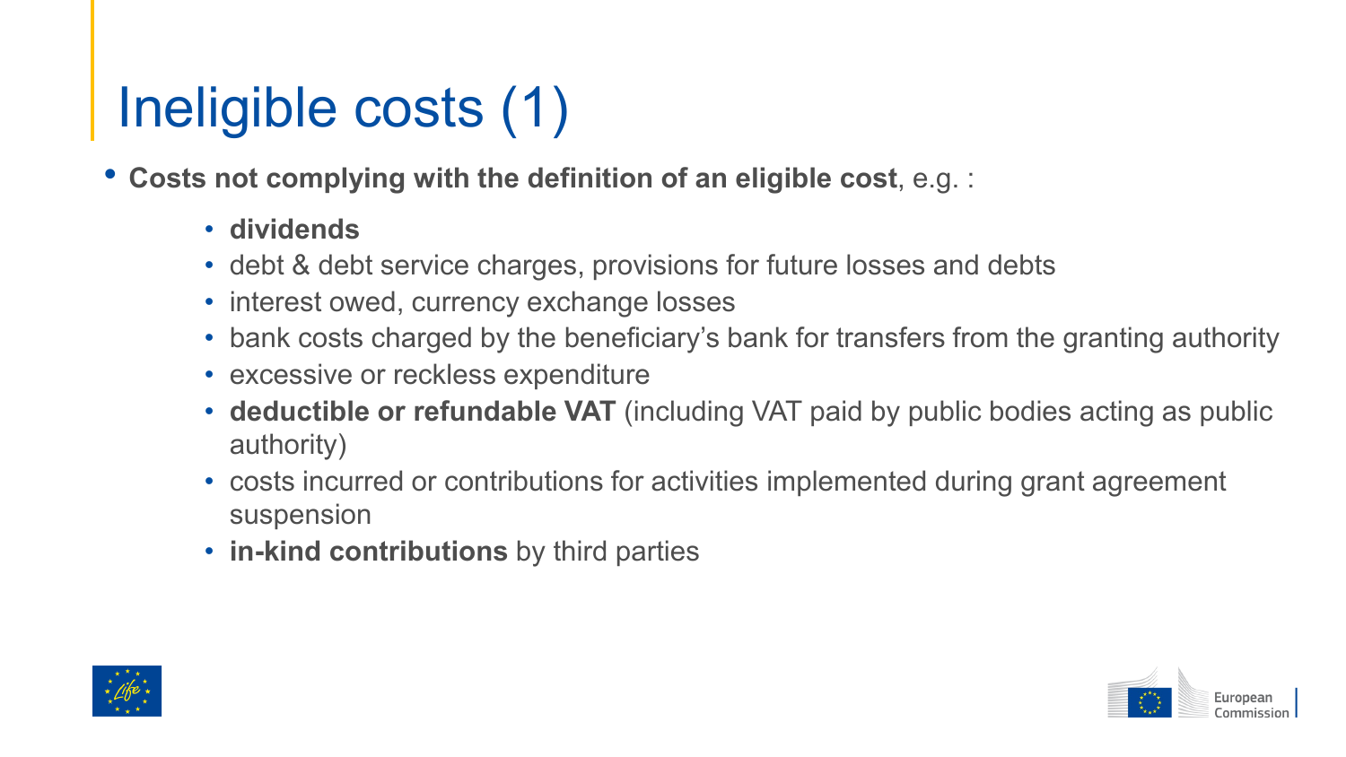# Ineligible costs (1)

- **Costs not complying with the definition of an eligible cost**, e.g. :
  - **dividends**
  - debt & debt service charges, provisions for future losses and debts
  - interest owed, currency exchange losses
  - bank costs charged by the beneficiary's bank for transfers from the granting authority
  - excessive or reckless expenditure
  - **deductible or refundable VAT** (including VAT paid by public bodies acting as public authority)
  - costs incurred or contributions for activities implemented during grant agreement suspension
  - **in-kind contributions** by third parties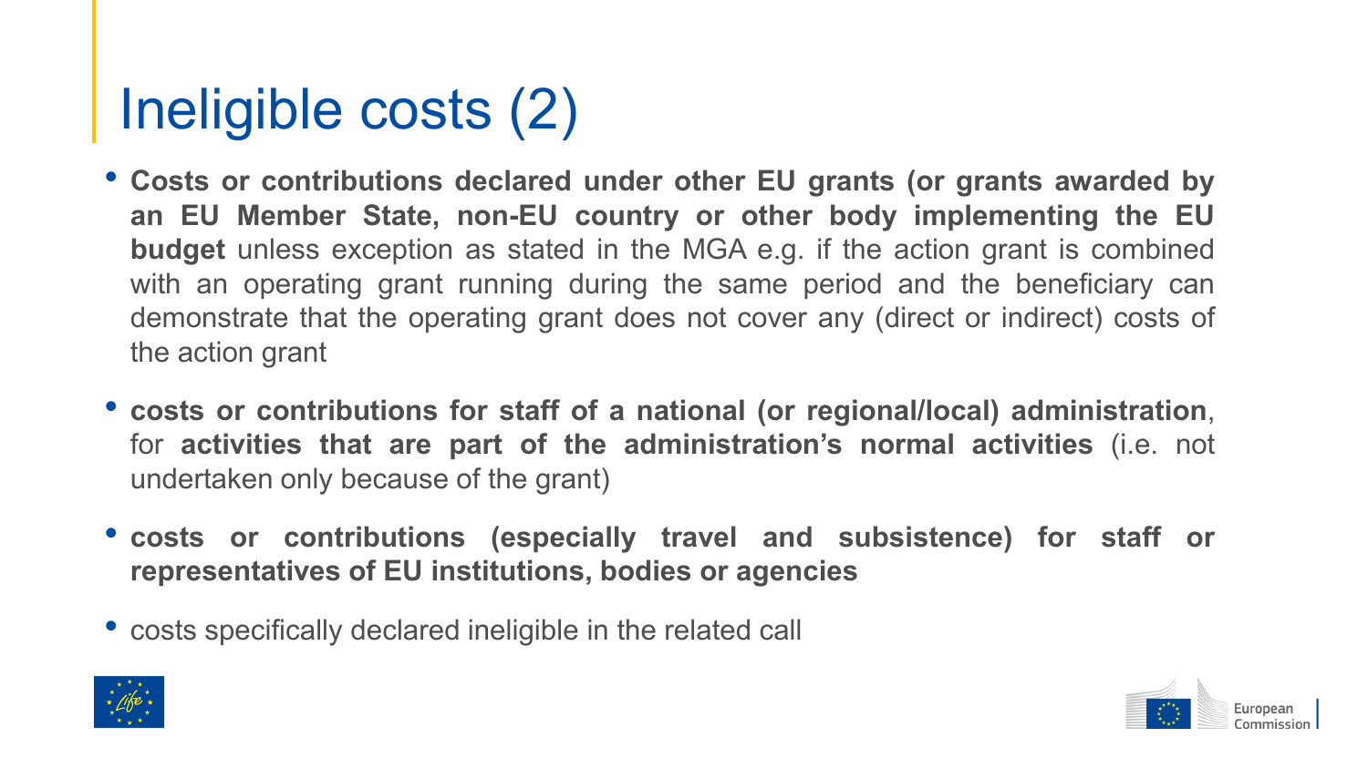# Ineligible costs (2)

- **Costs or contributions declared under other EU grants (or grants awarded by an EU Member State, non-EU country or other body implementing the EU budget** unless exception as stated in the MGA e.g. if the action grant is combined with an operating grant running during the same period and the beneficiary can demonstrate that the operating grant does not cover any (direct or indirect) costs of the action grant
- **costs or contributions for staff of a national (or regional/local) administration**, for **activities that are part of the administration's normal activities** (i.e. not undertaken only because of the grant)
- **costs or contributions (especially travel and subsistence) for staff or representatives of EU institutions, bodies or agencies**
- costs specifically declared ineligible in the related call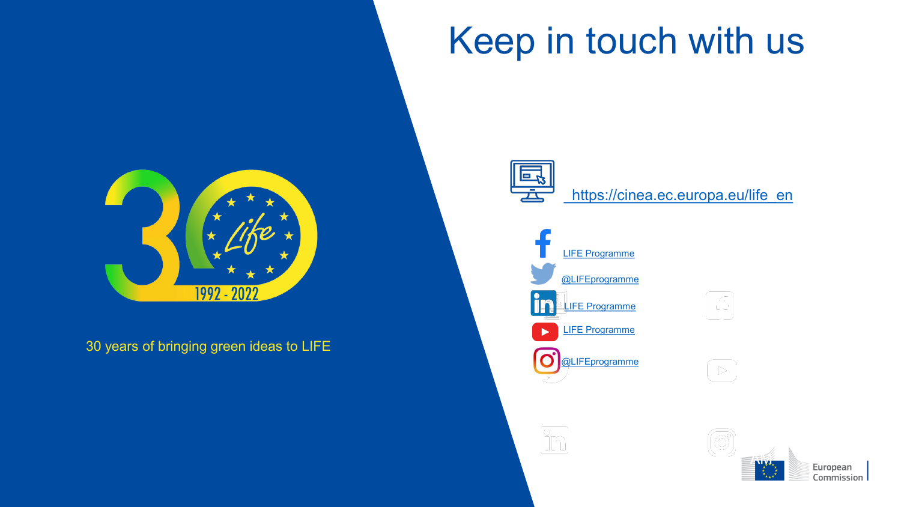# Keep in touch with us

1992 - 2022

30 years of bringing green ideas to LIFE

https://cinea.ec.europa.eu/life_en

LIFE Programme

@LIFEprogramme

LIFE Programme

LIFE Programme

@LIFEprogramme

European Commission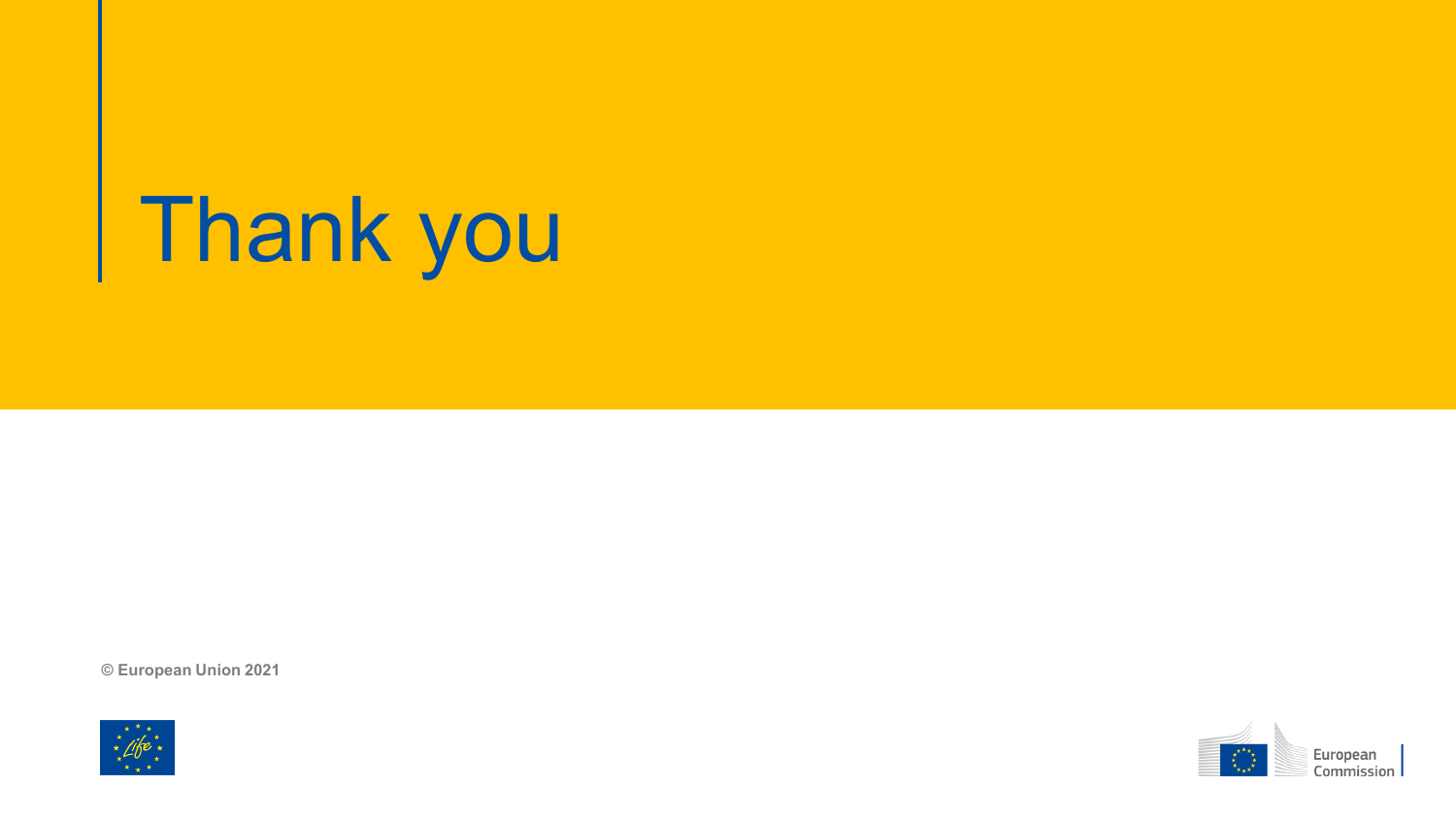# Thank you

© European Union 2021

European Commission